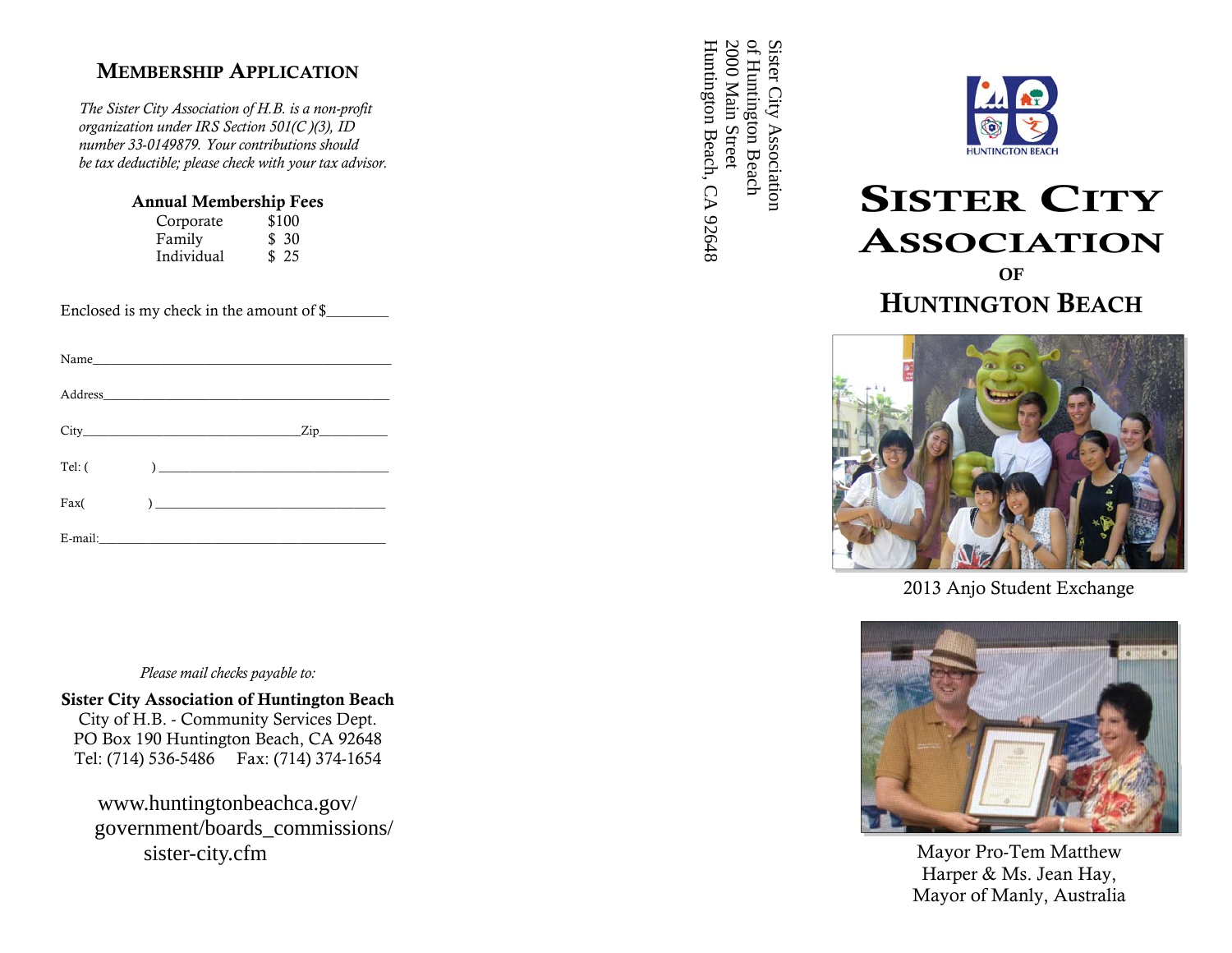## Membership Application

*The Sister City Association of H.B. is a non-profit organization under IRS Section 501(C )(3), ID number 33-0149879. Your contributions should be tax deductible; please check with your tax advisor.*

**Annual Membership Fees**

| | |
|---|---|
| Corporate | $100 |
| Family | $ 30 |
| Individual | $ 25 |

Enclosed is my check in the amount of $________

Name_____________________________________________

Address___________________________________________

City_______________________________Zip__________

Tel: (            ) __________________________________

Fax(            ) __________________________________

E-mail:____________________________________________

*Please mail checks payable to:*

**Sister City Association of Huntington Beach**
City of H.B. - Community Services Dept.
PO Box 190 Huntington Beach, CA 92648
Tel: (714) 536-5486     Fax: (714) 374-1654

www.huntingtonbeachca.gov/government/boards_commissions/sister-city.cfm

Sister City Association
of Huntington Beach
2000 Main Street
Huntington Beach, CA 92648

HUNTINGTON BEACH

# Sister City Association of Huntington Beach

2013 Anjo Student Exchange

Mayor Pro-Tem Matthew Harper & Ms. Jean Hay, Mayor of Manly, Australia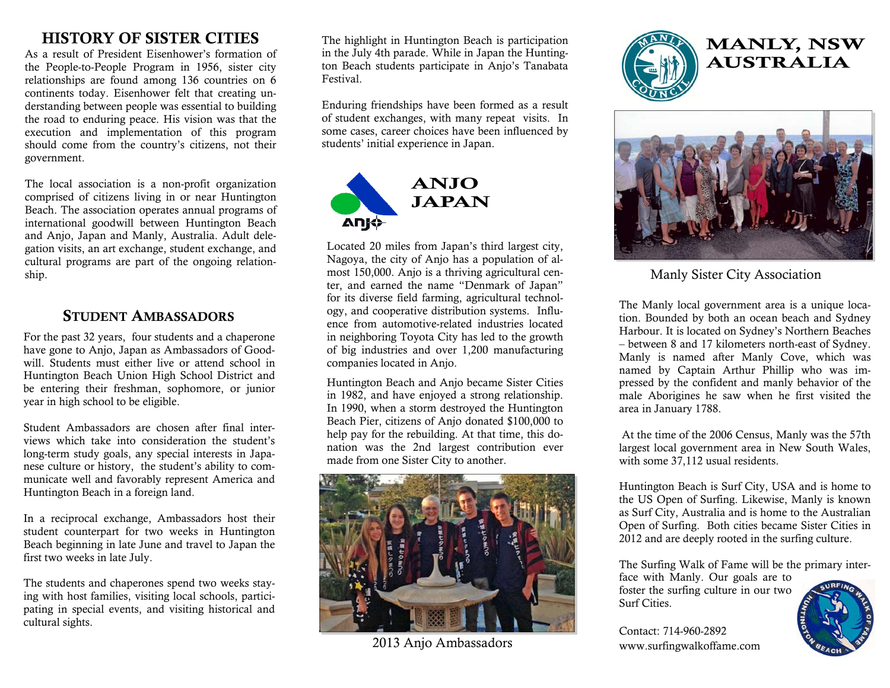## HISTORY OF SISTER CITIES

As a result of President Eisenhower's formation of the People-to-People Program in 1956, sister city relationships are found among 136 countries on 6 continents today. Eisenhower felt that creating understanding between people was essential to building the road to enduring peace. His vision was that the execution and implementation of this program should come from the country's citizens, not their government.

The local association is a non-profit organization comprised of citizens living in or near Huntington Beach. The association operates annual programs of international goodwill between Huntington Beach and Anjo, Japan and Manly, Australia. Adult delegation visits, an art exchange, student exchange, and cultural programs are part of the ongoing relationship.

## STUDENT AMBASSADORS

For the past 32 years, four students and a chaperone have gone to Anjo, Japan as Ambassadors of Goodwill. Students must either live or attend school in Huntington Beach Union High School District and be entering their freshman, sophomore, or junior year in high school to be eligible.

Student Ambassadors are chosen after final interviews which take into consideration the student's long-term study goals, any special interests in Japanese culture or history, the student's ability to communicate well and favorably represent America and Huntington Beach in a foreign land.

In a reciprocal exchange, Ambassadors host their student counterpart for two weeks in Huntington Beach beginning in late June and travel to Japan the first two weeks in late July.

The students and chaperones spend two weeks staying with host families, visiting local schools, participating in special events, and visiting historical and cultural sights.

The highlight in Huntington Beach is participation in the July 4th parade. While in Japan the Huntington Beach students participate in Anjo's Tanabata Festival.

Enduring friendships have been formed as a result of student exchanges, with many repeat visits. In some cases, career choices have been influenced by students' initial experience in Japan.

## ANJO JAPAN

Located 20 miles from Japan's third largest city, Nagoya, the city of Anjo has a population of almost 150,000. Anjo is a thriving agricultural center, and earned the name "Denmark of Japan" for its diverse field farming, agricultural technology, and cooperative distribution systems. Influence from automotive-related industries located in neighboring Toyota City has led to the growth of big industries and over 1,200 manufacturing companies located in Anjo.

Huntington Beach and Anjo became Sister Cities in 1982, and have enjoyed a strong relationship. In 1990, when a storm destroyed the Huntington Beach Pier, citizens of Anjo donated $100,000 to help pay for the rebuilding. At that time, this donation was the 2nd largest contribution ever made from one Sister City to another.

2013 Anjo Ambassadors

## MANLY, NSW AUSTRALIA

Manly Sister City Association

The Manly local government area is a unique location. Bounded by both an ocean beach and Sydney Harbour. It is located on Sydney's Northern Beaches – between 8 and 17 kilometers north-east of Sydney. Manly is named after Manly Cove, which was named by Captain Arthur Phillip who was impressed by the confident and manly behavior of the male Aborigines he saw when he first visited the area in January 1788.

At the time of the 2006 Census, Manly was the 57th largest local government area in New South Wales, with some 37,112 usual residents.

Huntington Beach is Surf City, USA and is home to the US Open of Surfing. Likewise, Manly is known as Surf City, Australia and is home to the Australian Open of Surfing. Both cities became Sister Cities in 2012 and are deeply rooted in the surfing culture.

The Surfing Walk of Fame will be the primary interface with Manly. Our goals are to foster the surfing culture in our two Surf Cities.

Contact: 714-960-2892
www.surfingwalkoffame.com